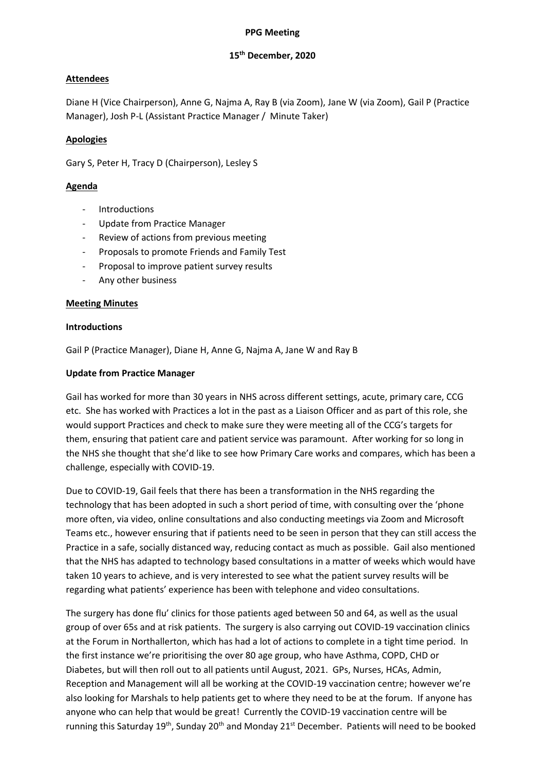**PPG Meeting**

**15th December, 2020**

**Attendees**

Diane H (Vice Chairperson), Anne G, Najma A, Ray B (via Zoom), Jane W (via Zoom), Gail P (Practice Manager), Josh P-L (Assistant Practice Manager / Minute Taker)

**Apologies**

Gary S, Peter H, Tracy D (Chairperson), Lesley S

**Agenda**

- Introductions
- Update from Practice Manager
- Review of actions from previous meeting
- Proposals to promote Friends and Family Test
- Proposal to improve patient survey results
- Any other business

**Meeting Minutes**

**Introductions**

Gail P (Practice Manager), Diane H, Anne G, Najma A, Jane W and Ray B

**Update from Practice Manager**

Gail has worked for more than 30 years in NHS across different settings, acute, primary care, CCG etc. She has worked with Practices a lot in the past as a Liaison Officer and as part of this role, she would support Practices and check to make sure they were meeting all of the CCG's targets for them, ensuring that patient care and patient service was paramount. After working for so long in the NHS she thought that she'd like to see how Primary Care works and compares, which has been a challenge, especially with COVID-19.

Due to COVID-19, Gail feels that there has been a transformation in the NHS regarding the technology that has been adopted in such a short period of time, with consulting over the 'phone more often, via video, online consultations and also conducting meetings via Zoom and Microsoft Teams etc., however ensuring that if patients need to be seen in person that they can still access the Practice in a safe, socially distanced way, reducing contact as much as possible. Gail also mentioned that the NHS has adapted to technology based consultations in a matter of weeks which would have taken 10 years to achieve, and is very interested to see what the patient survey results will be regarding what patients' experience has been with telephone and video consultations.

The surgery has done flu' clinics for those patients aged between 50 and 64, as well as the usual group of over 65s and at risk patients. The surgery is also carrying out COVID-19 vaccination clinics at the Forum in Northallerton, which has had a lot of actions to complete in a tight time period. In the first instance we're prioritising the over 80 age group, who have Asthma, COPD, CHD or Diabetes, but will then roll out to all patients until August, 2021. GPs, Nurses, HCAs, Admin, Reception and Management will all be working at the COVID-19 vaccination centre; however we're also looking for Marshals to help patients get to where they need to be at the forum. If anyone has anyone who can help that would be great! Currently the COVID-19 vaccination centre will be running this Saturday 19th, Sunday 20th and Monday 21st December. Patients will need to be booked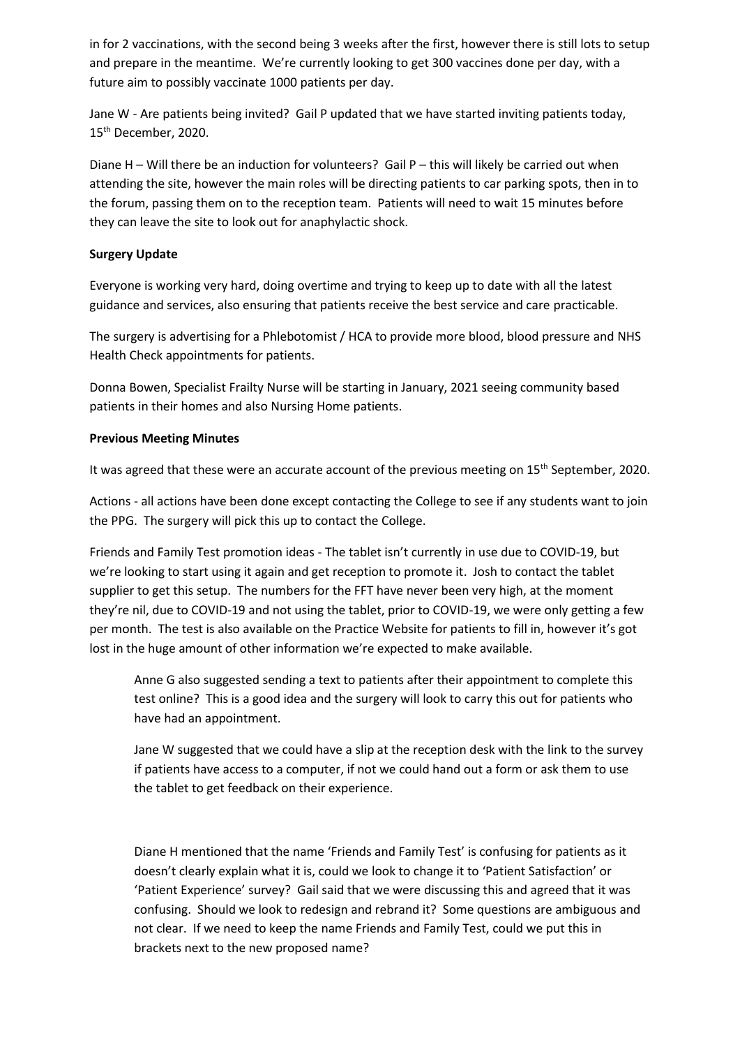in for 2 vaccinations, with the second being 3 weeks after the first, however there is still lots to setup and prepare in the meantime. We're currently looking to get 300 vaccines done per day, with a future aim to possibly vaccinate 1000 patients per day.

Jane W - Are patients being invited? Gail P updated that we have started inviting patients today, 15th December, 2020.

Diane H – Will there be an induction for volunteers? Gail P – this will likely be carried out when attending the site, however the main roles will be directing patients to car parking spots, then in to the forum, passing them on to the reception team. Patients will need to wait 15 minutes before they can leave the site to look out for anaphylactic shock.

**Surgery Update**

Everyone is working very hard, doing overtime and trying to keep up to date with all the latest guidance and services, also ensuring that patients receive the best service and care practicable.

The surgery is advertising for a Phlebotomist / HCA to provide more blood, blood pressure and NHS Health Check appointments for patients.

Donna Bowen, Specialist Frailty Nurse will be starting in January, 2021 seeing community based patients in their homes and also Nursing Home patients.

**Previous Meeting Minutes**

It was agreed that these were an accurate account of the previous meeting on 15th September, 2020.

Actions - all actions have been done except contacting the College to see if any students want to join the PPG. The surgery will pick this up to contact the College.

Friends and Family Test promotion ideas - The tablet isn't currently in use due to COVID-19, but we're looking to start using it again and get reception to promote it. Josh to contact the tablet supplier to get this setup. The numbers for the FFT have never been very high, at the moment they're nil, due to COVID-19 and not using the tablet, prior to COVID-19, we were only getting a few per month. The test is also available on the Practice Website for patients to fill in, however it's got lost in the huge amount of other information we're expected to make available.

> Anne G also suggested sending a text to patients after their appointment to complete this test online? This is a good idea and the surgery will look to carry this out for patients who have had an appointment.
>
> Jane W suggested that we could have a slip at the reception desk with the link to the survey if patients have access to a computer, if not we could hand out a form or ask them to use the tablet to get feedback on their experience.
>
> Diane H mentioned that the name 'Friends and Family Test' is confusing for patients as it doesn't clearly explain what it is, could we look to change it to 'Patient Satisfaction' or 'Patient Experience' survey? Gail said that we were discussing this and agreed that it was confusing. Should we look to redesign and rebrand it? Some questions are ambiguous and not clear. If we need to keep the name Friends and Family Test, could we put this in brackets next to the new proposed name?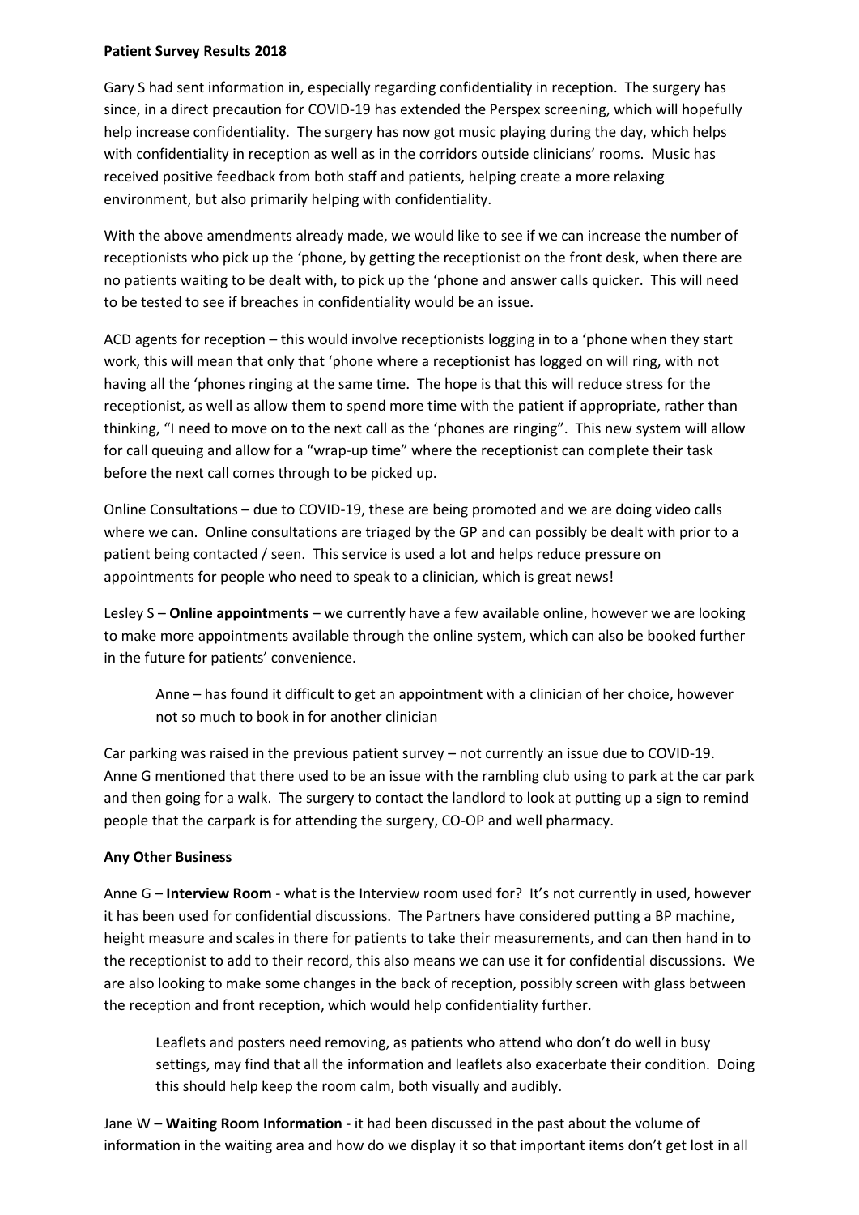**Patient Survey Results 2018**

Gary S had sent information in, especially regarding confidentiality in reception. The surgery has since, in a direct precaution for COVID-19 has extended the Perspex screening, which will hopefully help increase confidentiality. The surgery has now got music playing during the day, which helps with confidentiality in reception as well as in the corridors outside clinicians' rooms. Music has received positive feedback from both staff and patients, helping create a more relaxing environment, but also primarily helping with confidentiality.

With the above amendments already made, we would like to see if we can increase the number of receptionists who pick up the 'phone, by getting the receptionist on the front desk, when there are no patients waiting to be dealt with, to pick up the 'phone and answer calls quicker. This will need to be tested to see if breaches in confidentiality would be an issue.

ACD agents for reception – this would involve receptionists logging in to a 'phone when they start work, this will mean that only that 'phone where a receptionist has logged on will ring, with not having all the 'phones ringing at the same time. The hope is that this will reduce stress for the receptionist, as well as allow them to spend more time with the patient if appropriate, rather than thinking, "I need to move on to the next call as the 'phones are ringing". This new system will allow for call queuing and allow for a "wrap-up time" where the receptionist can complete their task before the next call comes through to be picked up.

Online Consultations – due to COVID-19, these are being promoted and we are doing video calls where we can. Online consultations are triaged by the GP and can possibly be dealt with prior to a patient being contacted / seen. This service is used a lot and helps reduce pressure on appointments for people who need to speak to a clinician, which is great news!

Lesley S – **Online appointments** – we currently have a few available online, however we are looking to make more appointments available through the online system, which can also be booked further in the future for patients' convenience.

> Anne – has found it difficult to get an appointment with a clinician of her choice, however not so much to book in for another clinician

Car parking was raised in the previous patient survey – not currently an issue due to COVID-19. Anne G mentioned that there used to be an issue with the rambling club using to park at the car park and then going for a walk. The surgery to contact the landlord to look at putting up a sign to remind people that the carpark is for attending the surgery, CO-OP and well pharmacy.

**Any Other Business**

Anne G – **Interview Room** - what is the Interview room used for? It's not currently in used, however it has been used for confidential discussions. The Partners have considered putting a BP machine, height measure and scales in there for patients to take their measurements, and can then hand in to the receptionist to add to their record, this also means we can use it for confidential discussions. We are also looking to make some changes in the back of reception, possibly screen with glass between the reception and front reception, which would help confidentiality further.

> Leaflets and posters need removing, as patients who attend who don't do well in busy settings, may find that all the information and leaflets also exacerbate their condition. Doing this should help keep the room calm, both visually and audibly.

Jane W – **Waiting Room Information** - it had been discussed in the past about the volume of information in the waiting area and how do we display it so that important items don't get lost in all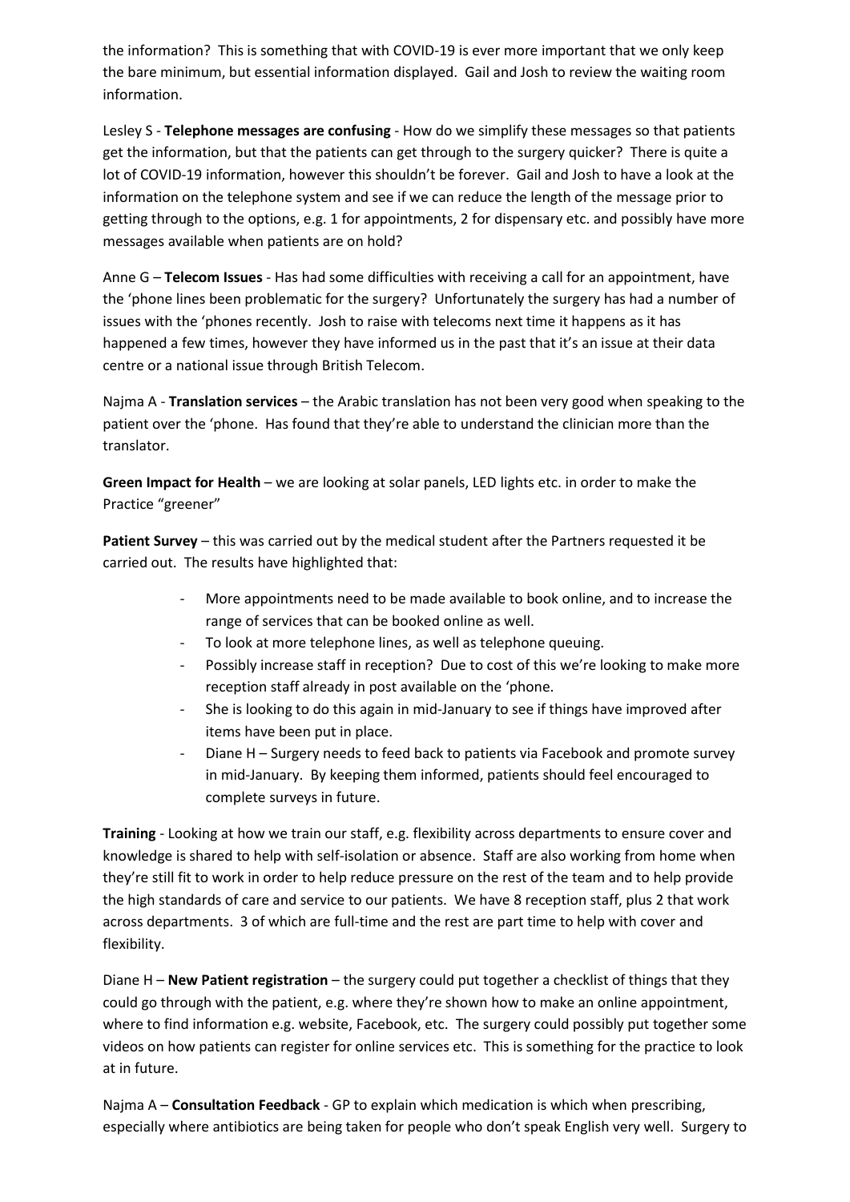the information? This is something that with COVID-19 is ever more important that we only keep the bare minimum, but essential information displayed. Gail and Josh to review the waiting room information.

Lesley S - **Telephone messages are confusing** - How do we simplify these messages so that patients get the information, but that the patients can get through to the surgery quicker? There is quite a lot of COVID-19 information, however this shouldn't be forever. Gail and Josh to have a look at the information on the telephone system and see if we can reduce the length of the message prior to getting through to the options, e.g. 1 for appointments, 2 for dispensary etc. and possibly have more messages available when patients are on hold?

Anne G – **Telecom Issues** - Has had some difficulties with receiving a call for an appointment, have the 'phone lines been problematic for the surgery? Unfortunately the surgery has had a number of issues with the 'phones recently. Josh to raise with telecoms next time it happens as it has happened a few times, however they have informed us in the past that it's an issue at their data centre or a national issue through British Telecom.

Najma A - **Translation services** – the Arabic translation has not been very good when speaking to the patient over the 'phone. Has found that they're able to understand the clinician more than the translator.

**Green Impact for Health** – we are looking at solar panels, LED lights etc. in order to make the Practice "greener"

**Patient Survey** – this was carried out by the medical student after the Partners requested it be carried out. The results have highlighted that:

- More appointments need to be made available to book online, and to increase the range of services that can be booked online as well.
- To look at more telephone lines, as well as telephone queuing.
- Possibly increase staff in reception? Due to cost of this we're looking to make more reception staff already in post available on the 'phone.
- She is looking to do this again in mid-January to see if things have improved after items have been put in place.
- Diane H – Surgery needs to feed back to patients via Facebook and promote survey in mid-January. By keeping them informed, patients should feel encouraged to complete surveys in future.

**Training** - Looking at how we train our staff, e.g. flexibility across departments to ensure cover and knowledge is shared to help with self-isolation or absence. Staff are also working from home when they're still fit to work in order to help reduce pressure on the rest of the team and to help provide the high standards of care and service to our patients. We have 8 reception staff, plus 2 that work across departments. 3 of which are full-time and the rest are part time to help with cover and flexibility.

Diane H – **New Patient registration** – the surgery could put together a checklist of things that they could go through with the patient, e.g. where they're shown how to make an online appointment, where to find information e.g. website, Facebook, etc. The surgery could possibly put together some videos on how patients can register for online services etc. This is something for the practice to look at in future.

Najma A – **Consultation Feedback** - GP to explain which medication is which when prescribing, especially where antibiotics are being taken for people who don't speak English very well. Surgery to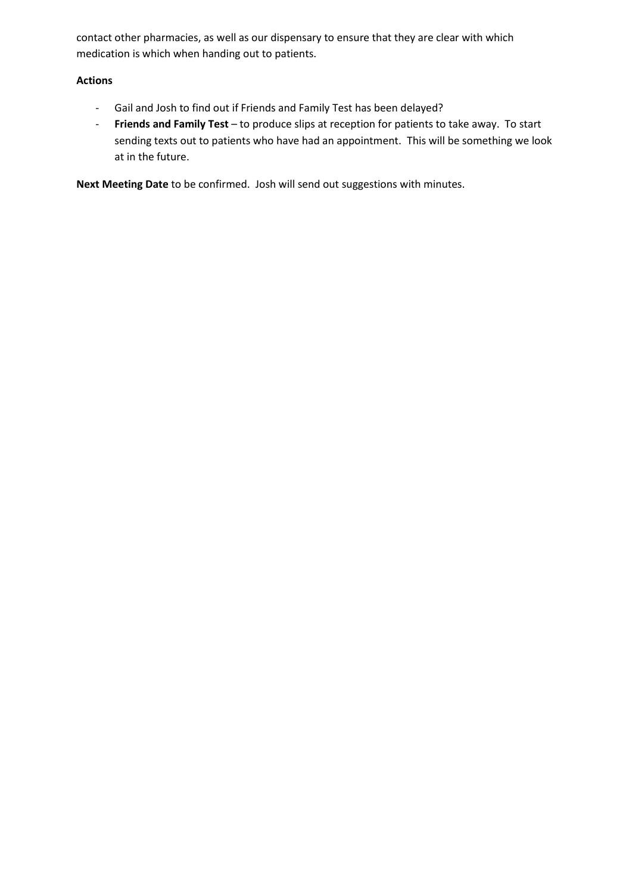contact other pharmacies, as well as our dispensary to ensure that they are clear with which medication is which when handing out to patients.

**Actions**

- Gail and Josh to find out if Friends and Family Test has been delayed?
- **Friends and Family Test** – to produce slips at reception for patients to take away. To start sending texts out to patients who have had an appointment. This will be something we look at in the future.

**Next Meeting Date** to be confirmed. Josh will send out suggestions with minutes.